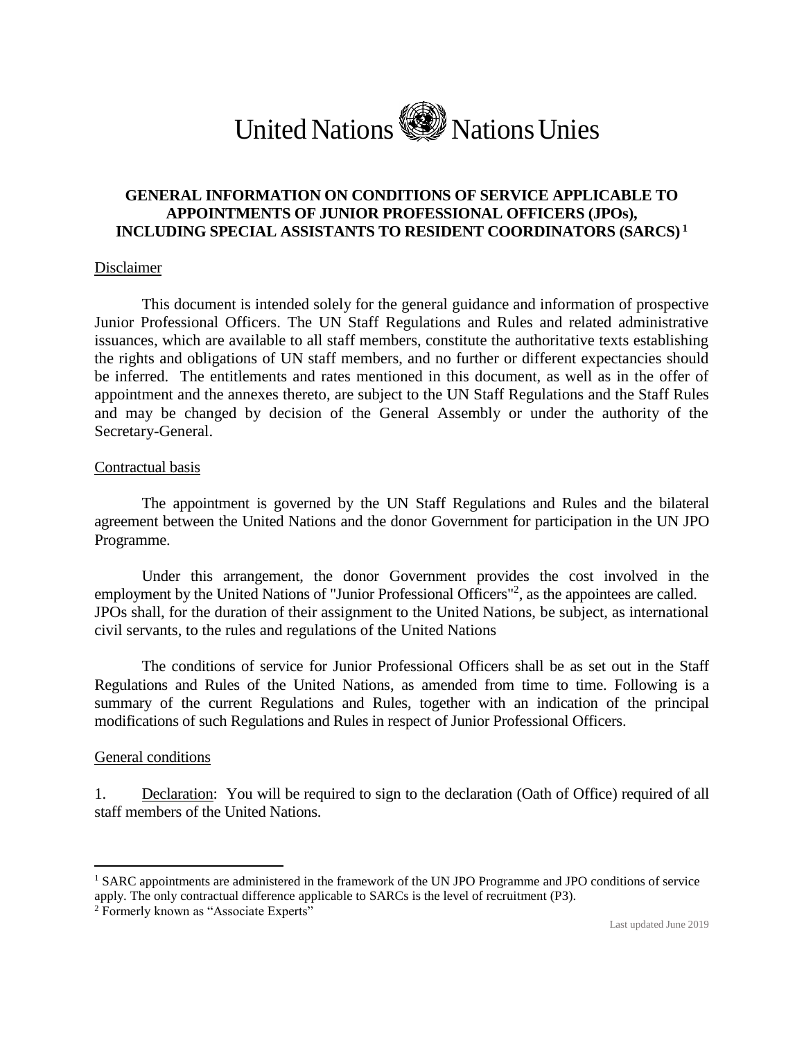United Nations Nations Unies

# GENERAL INFORMATION ON CONDITIONS OF SERVICE APPLICABLE TO APPOINTMENTS OF JUNIOR PROFESSIONAL OFFICERS (JPOs), INCLUDING SPECIAL ASSISTANTS TO RESIDENT COORDINATORS (SARCS)[1]

## Disclaimer

This document is intended solely for the general guidance and information of prospective Junior Professional Officers. The UN Staff Regulations and Rules and related administrative issuances, which are available to all staff members, constitute the authoritative texts establishing the rights and obligations of UN staff members, and no further or different expectancies should be inferred. The entitlements and rates mentioned in this document, as well as in the offer of appointment and the annexes thereto, are subject to the UN Staff Regulations and the Staff Rules and may be changed by decision of the General Assembly or under the authority of the Secretary-General.

## Contractual basis

The appointment is governed by the UN Staff Regulations and Rules and the bilateral agreement between the United Nations and the donor Government for participation in the UN JPO Programme.

Under this arrangement, the donor Government provides the cost involved in the employment by the United Nations of "Junior Professional Officers"[2], as the appointees are called. JPOs shall, for the duration of their assignment to the United Nations, be subject, as international civil servants, to the rules and regulations of the United Nations

The conditions of service for Junior Professional Officers shall be as set out in the Staff Regulations and Rules of the United Nations, as amended from time to time. Following is a summary of the current Regulations and Rules, together with an indication of the principal modifications of such Regulations and Rules in respect of Junior Professional Officers.

## General conditions

1. Declaration: You will be required to sign to the declaration (Oath of Office) required of all staff members of the United Nations.

---

[1] SARC appointments are administered in the framework of the UN JPO Programme and JPO conditions of service apply. The only contractual difference applicable to SARCs is the level of recruitment (P3).

[2] Formerly known as "Associate Experts"

Last updated June 2019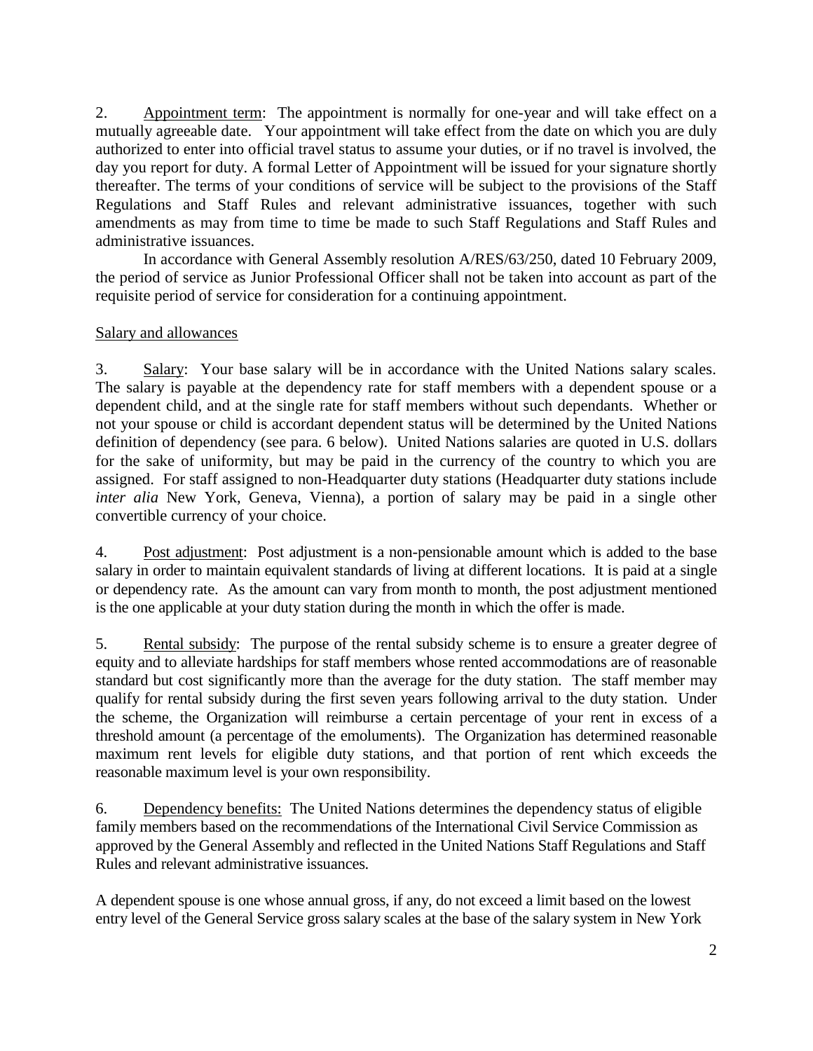2. Appointment term: The appointment is normally for one-year and will take effect on a mutually agreeable date. Your appointment will take effect from the date on which you are duly authorized to enter into official travel status to assume your duties, or if no travel is involved, the day you report for duty. A formal Letter of Appointment will be issued for your signature shortly thereafter. The terms of your conditions of service will be subject to the provisions of the Staff Regulations and Staff Rules and relevant administrative issuances, together with such amendments as may from time to time be made to such Staff Regulations and Staff Rules and administrative issuances.

In accordance with General Assembly resolution A/RES/63/250, dated 10 February 2009, the period of service as Junior Professional Officer shall not be taken into account as part of the requisite period of service for consideration for a continuing appointment.

Salary and allowances

3. Salary: Your base salary will be in accordance with the United Nations salary scales. The salary is payable at the dependency rate for staff members with a dependent spouse or a dependent child, and at the single rate for staff members without such dependants. Whether or not your spouse or child is accordant dependent status will be determined by the United Nations definition of dependency (see para. 6 below). United Nations salaries are quoted in U.S. dollars for the sake of uniformity, but may be paid in the currency of the country to which you are assigned. For staff assigned to non-Headquarter duty stations (Headquarter duty stations include *inter alia* New York, Geneva, Vienna), a portion of salary may be paid in a single other convertible currency of your choice.

4. Post adjustment: Post adjustment is a non-pensionable amount which is added to the base salary in order to maintain equivalent standards of living at different locations. It is paid at a single or dependency rate. As the amount can vary from month to month, the post adjustment mentioned is the one applicable at your duty station during the month in which the offer is made.

5. Rental subsidy: The purpose of the rental subsidy scheme is to ensure a greater degree of equity and to alleviate hardships for staff members whose rented accommodations are of reasonable standard but cost significantly more than the average for the duty station. The staff member may qualify for rental subsidy during the first seven years following arrival to the duty station. Under the scheme, the Organization will reimburse a certain percentage of your rent in excess of a threshold amount (a percentage of the emoluments). The Organization has determined reasonable maximum rent levels for eligible duty stations, and that portion of rent which exceeds the reasonable maximum level is your own responsibility.

6. Dependency benefits: The United Nations determines the dependency status of eligible family members based on the recommendations of the International Civil Service Commission as approved by the General Assembly and reflected in the United Nations Staff Regulations and Staff Rules and relevant administrative issuances.

A dependent spouse is one whose annual gross, if any, do not exceed a limit based on the lowest entry level of the General Service gross salary scales at the base of the salary system in New York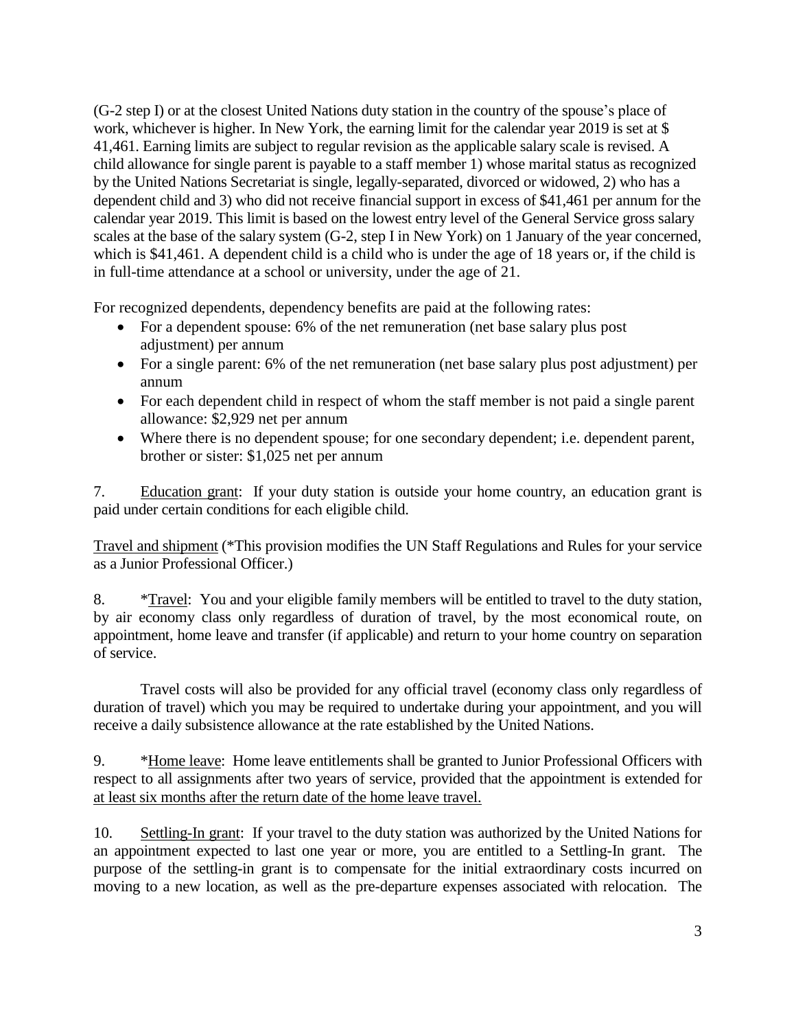(G-2 step I) or at the closest United Nations duty station in the country of the spouse's place of work, whichever is higher. In New York, the earning limit for the calendar year 2019 is set at $ 41,461. Earning limits are subject to regular revision as the applicable salary scale is revised. A child allowance for single parent is payable to a staff member 1) whose marital status as recognized by the United Nations Secretariat is single, legally-separated, divorced or widowed, 2) who has a dependent child and 3) who did not receive financial support in excess of $41,461 per annum for the calendar year 2019. This limit is based on the lowest entry level of the General Service gross salary scales at the base of the salary system (G-2, step I in New York) on 1 January of the year concerned, which is $41,461. A dependent child is a child who is under the age of 18 years or, if the child is in full-time attendance at a school or university, under the age of 21.

For recognized dependents, dependency benefits are paid at the following rates:

- For a dependent spouse: 6% of the net remuneration (net base salary plus post adjustment) per annum
- For a single parent: 6% of the net remuneration (net base salary plus post adjustment) per annum
- For each dependent child in respect of whom the staff member is not paid a single parent allowance: $2,929 net per annum
- Where there is no dependent spouse; for one secondary dependent; i.e. dependent parent, brother or sister: $1,025 net per annum

7. Education grant: If your duty station is outside your home country, an education grant is paid under certain conditions for each eligible child.

Travel and shipment (*This provision modifies the UN Staff Regulations and Rules for your service as a Junior Professional Officer.)

8. *Travel: You and your eligible family members will be entitled to travel to the duty station, by air economy class only regardless of duration of travel, by the most economical route, on appointment, home leave and transfer (if applicable) and return to your home country on separation of service.

Travel costs will also be provided for any official travel (economy class only regardless of duration of travel) which you may be required to undertake during your appointment, and you will receive a daily subsistence allowance at the rate established by the United Nations.

9. *Home leave: Home leave entitlements shall be granted to Junior Professional Officers with respect to all assignments after two years of service, provided that the appointment is extended for at least six months after the return date of the home leave travel.

10. Settling-In grant: If your travel to the duty station was authorized by the United Nations for an appointment expected to last one year or more, you are entitled to a Settling-In grant. The purpose of the settling-in grant is to compensate for the initial extraordinary costs incurred on moving to a new location, as well as the pre-departure expenses associated with relocation. The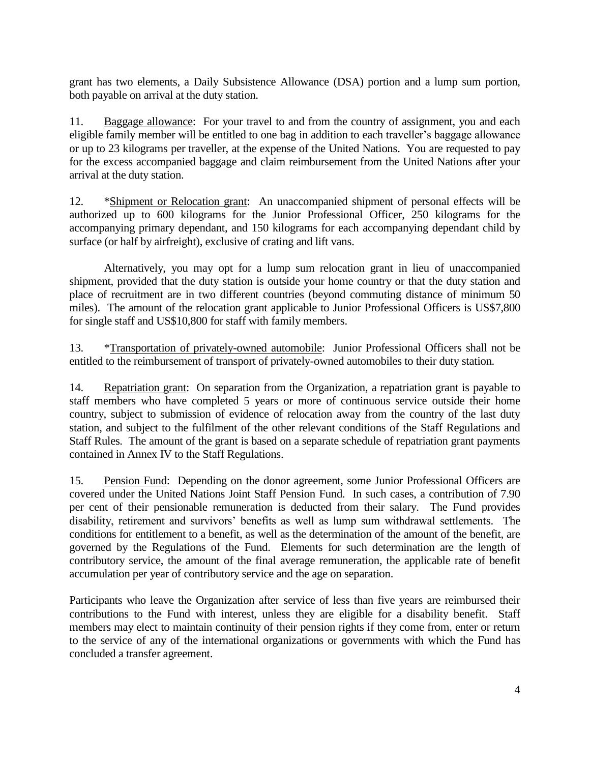grant has two elements, a Daily Subsistence Allowance (DSA) portion and a lump sum portion, both payable on arrival at the duty station.

11. Baggage allowance: For your travel to and from the country of assignment, you and each eligible family member will be entitled to one bag in addition to each traveller's baggage allowance or up to 23 kilograms per traveller, at the expense of the United Nations. You are requested to pay for the excess accompanied baggage and claim reimbursement from the United Nations after your arrival at the duty station.

12. *Shipment or Relocation grant: An unaccompanied shipment of personal effects will be authorized up to 600 kilograms for the Junior Professional Officer, 250 kilograms for the accompanying primary dependant, and 150 kilograms for each accompanying dependant child by surface (or half by airfreight), exclusive of crating and lift vans.

Alternatively, you may opt for a lump sum relocation grant in lieu of unaccompanied shipment, provided that the duty station is outside your home country or that the duty station and place of recruitment are in two different countries (beyond commuting distance of minimum 50 miles). The amount of the relocation grant applicable to Junior Professional Officers is US$7,800 for single staff and US$10,800 for staff with family members.

13. *Transportation of privately-owned automobile: Junior Professional Officers shall not be entitled to the reimbursement of transport of privately-owned automobiles to their duty station.

14. Repatriation grant: On separation from the Organization, a repatriation grant is payable to staff members who have completed 5 years or more of continuous service outside their home country, subject to submission of evidence of relocation away from the country of the last duty station, and subject to the fulfilment of the other relevant conditions of the Staff Regulations and Staff Rules. The amount of the grant is based on a separate schedule of repatriation grant payments contained in Annex IV to the Staff Regulations.

15. Pension Fund: Depending on the donor agreement, some Junior Professional Officers are covered under the United Nations Joint Staff Pension Fund. In such cases, a contribution of 7.90 per cent of their pensionable remuneration is deducted from their salary. The Fund provides disability, retirement and survivors' benefits as well as lump sum withdrawal settlements. The conditions for entitlement to a benefit, as well as the determination of the amount of the benefit, are governed by the Regulations of the Fund. Elements for such determination are the length of contributory service, the amount of the final average remuneration, the applicable rate of benefit accumulation per year of contributory service and the age on separation.

Participants who leave the Organization after service of less than five years are reimbursed their contributions to the Fund with interest, unless they are eligible for a disability benefit. Staff members may elect to maintain continuity of their pension rights if they come from, enter or return to the service of any of the international organizations or governments with which the Fund has concluded a transfer agreement.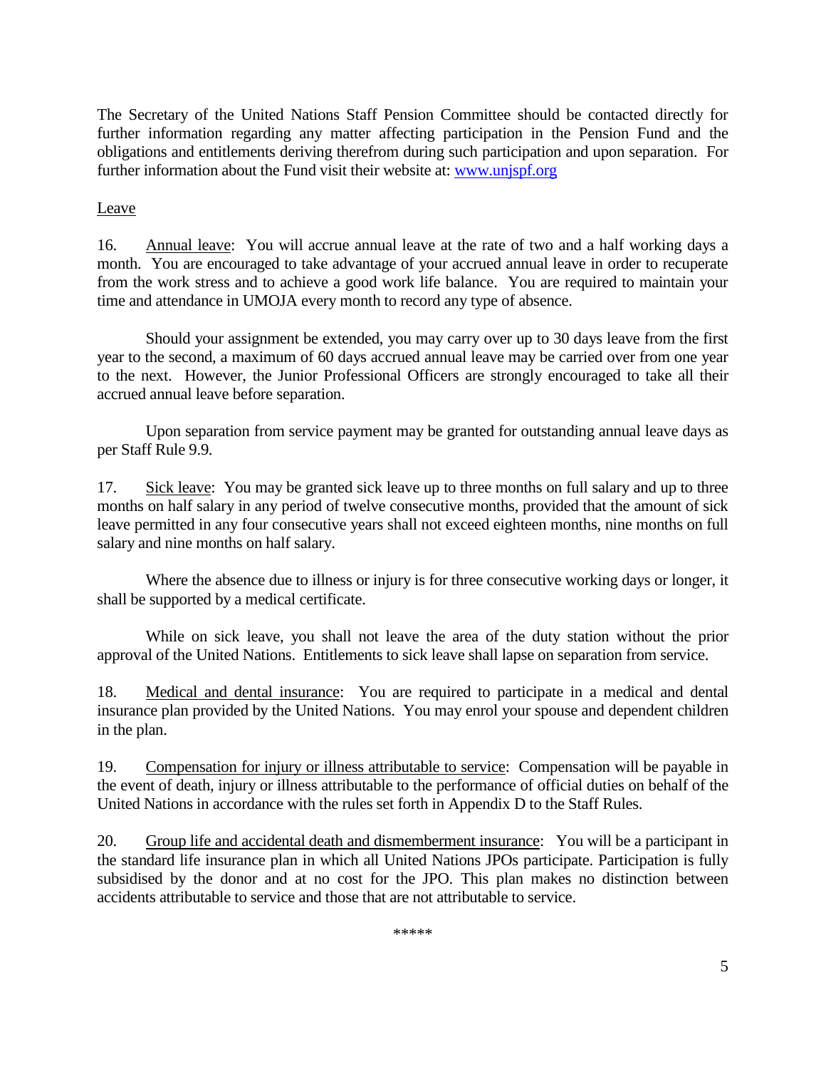The Secretary of the United Nations Staff Pension Committee should be contacted directly for further information regarding any matter affecting participation in the Pension Fund and the obligations and entitlements deriving therefrom during such participation and upon separation. For further information about the Fund visit their website at: [www.unjspf.org](http://www.unjspf.org)

Leave

16. Annual leave: You will accrue annual leave at the rate of two and a half working days a month. You are encouraged to take advantage of your accrued annual leave in order to recuperate from the work stress and to achieve a good work life balance. You are required to maintain your time and attendance in UMOJA every month to record any type of absence.

Should your assignment be extended, you may carry over up to 30 days leave from the first year to the second, a maximum of 60 days accrued annual leave may be carried over from one year to the next. However, the Junior Professional Officers are strongly encouraged to take all their accrued annual leave before separation.

Upon separation from service payment may be granted for outstanding annual leave days as per Staff Rule 9.9.

17. Sick leave: You may be granted sick leave up to three months on full salary and up to three months on half salary in any period of twelve consecutive months, provided that the amount of sick leave permitted in any four consecutive years shall not exceed eighteen months, nine months on full salary and nine months on half salary.

Where the absence due to illness or injury is for three consecutive working days or longer, it shall be supported by a medical certificate.

While on sick leave, you shall not leave the area of the duty station without the prior approval of the United Nations. Entitlements to sick leave shall lapse on separation from service.

18. Medical and dental insurance: You are required to participate in a medical and dental insurance plan provided by the United Nations. You may enrol your spouse and dependent children in the plan.

19. Compensation for injury or illness attributable to service: Compensation will be payable in the event of death, injury or illness attributable to the performance of official duties on behalf of the United Nations in accordance with the rules set forth in Appendix D to the Staff Rules.

20. Group life and accidental death and dismemberment insurance: You will be a participant in the standard life insurance plan in which all United Nations JPOs participate. Participation is fully subsidised by the donor and at no cost for the JPO. This plan makes no distinction between accidents attributable to service and those that are not attributable to service.

*****